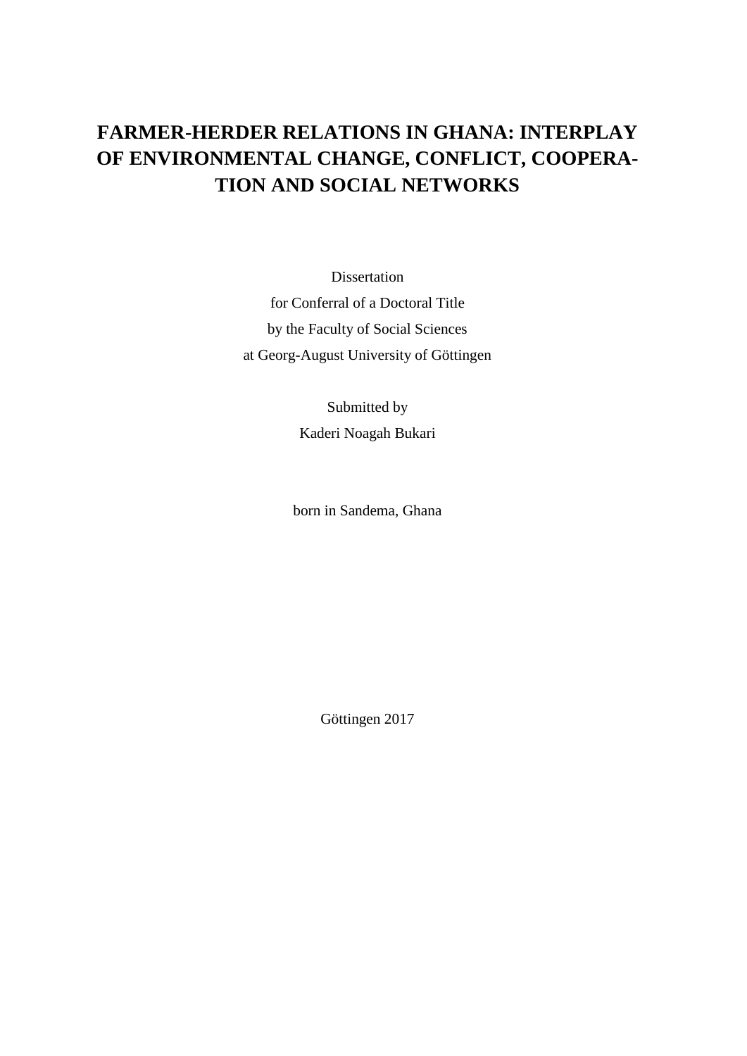# FARMER-HERDER RELATIONS IN GHANA: INTERPLAY OF ENVIRONMENTAL CHANGE, CONFLICT, COOPERATION AND SOCIAL NETWORKS

Dissertation

for Conferral of a Doctoral Title

by the Faculty of Social Sciences

at Georg-August University of Göttingen

Submitted by

Kaderi Noagah Bukari

born in Sandema, Ghana

Göttingen 2017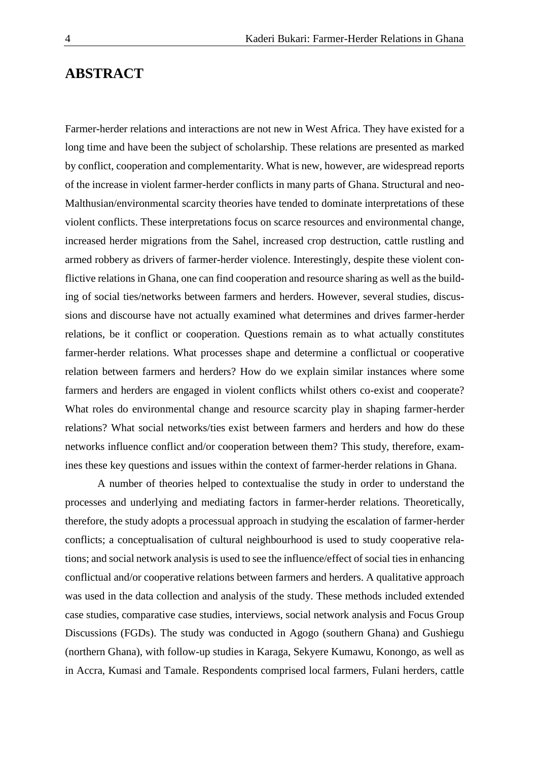# ABSTRACT

Farmer-herder relations and interactions are not new in West Africa. They have existed for a long time and have been the subject of scholarship. These relations are presented as marked by conflict, cooperation and complementarity. What is new, however, are widespread reports of the increase in violent farmer-herder conflicts in many parts of Ghana. Structural and neo-Malthusian/environmental scarcity theories have tended to dominate interpretations of these violent conflicts. These interpretations focus on scarce resources and environmental change, increased herder migrations from the Sahel, increased crop destruction, cattle rustling and armed robbery as drivers of farmer-herder violence. Interestingly, despite these violent conflictive relations in Ghana, one can find cooperation and resource sharing as well as the building of social ties/networks between farmers and herders. However, several studies, discussions and discourse have not actually examined what determines and drives farmer-herder relations, be it conflict or cooperation. Questions remain as to what actually constitutes farmer-herder relations. What processes shape and determine a conflictual or cooperative relation between farmers and herders? How do we explain similar instances where some farmers and herders are engaged in violent conflicts whilst others co-exist and cooperate? What roles do environmental change and resource scarcity play in shaping farmer-herder relations? What social networks/ties exist between farmers and herders and how do these networks influence conflict and/or cooperation between them? This study, therefore, examines these key questions and issues within the context of farmer-herder relations in Ghana.

A number of theories helped to contextualise the study in order to understand the processes and underlying and mediating factors in farmer-herder relations. Theoretically, therefore, the study adopts a processual approach in studying the escalation of farmer-herder conflicts; a conceptualisation of cultural neighbourhood is used to study cooperative relations; and social network analysis is used to see the influence/effect of social ties in enhancing conflictual and/or cooperative relations between farmers and herders. A qualitative approach was used in the data collection and analysis of the study. These methods included extended case studies, comparative case studies, interviews, social network analysis and Focus Group Discussions (FGDs). The study was conducted in Agogo (southern Ghana) and Gushiegu (northern Ghana), with follow-up studies in Karaga, Sekyere Kumawu, Konongo, as well as in Accra, Kumasi and Tamale. Respondents comprised local farmers, Fulani herders, cattle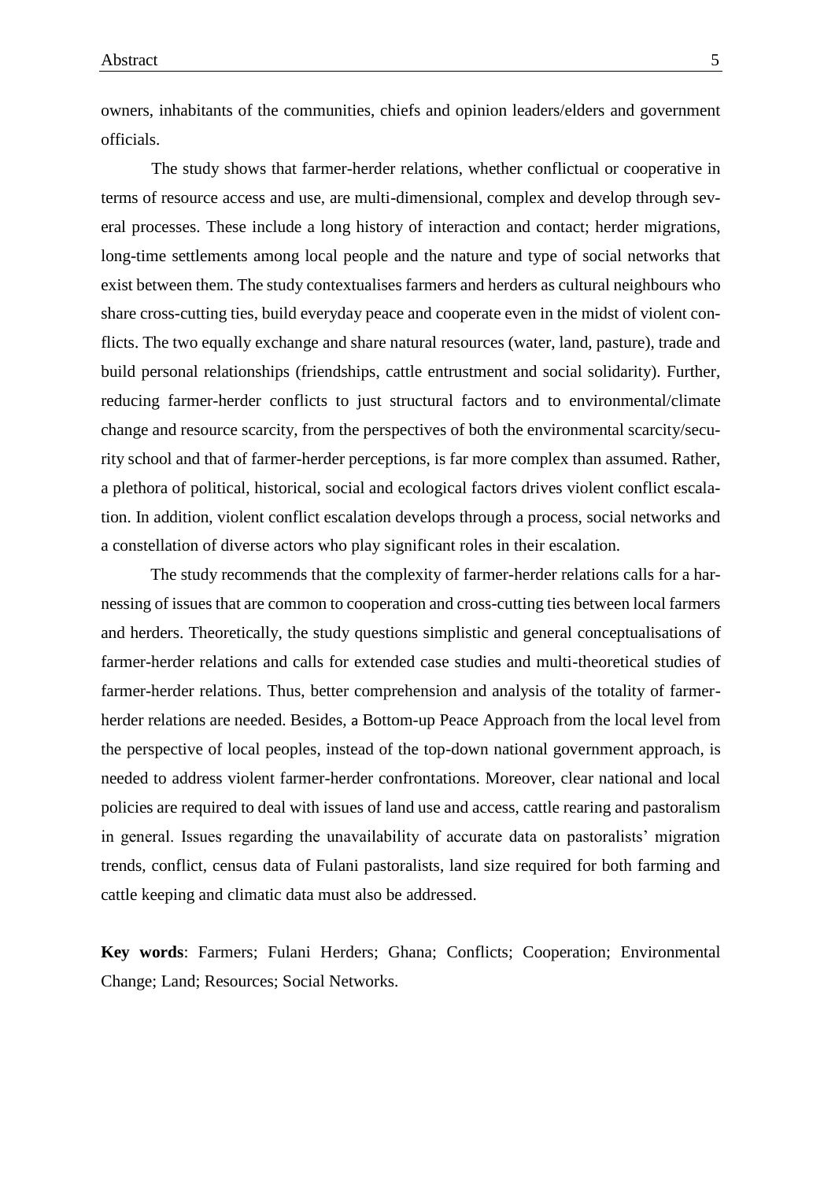owners, inhabitants of the communities, chiefs and opinion leaders/elders and government officials.

The study shows that farmer-herder relations, whether conflictual or cooperative in terms of resource access and use, are multi-dimensional, complex and develop through several processes. These include a long history of interaction and contact; herder migrations, long-time settlements among local people and the nature and type of social networks that exist between them. The study contextualises farmers and herders as cultural neighbours who share cross-cutting ties, build everyday peace and cooperate even in the midst of violent conflicts. The two equally exchange and share natural resources (water, land, pasture), trade and build personal relationships (friendships, cattle entrustment and social solidarity). Further, reducing farmer-herder conflicts to just structural factors and to environmental/climate change and resource scarcity, from the perspectives of both the environmental scarcity/security school and that of farmer-herder perceptions, is far more complex than assumed. Rather, a plethora of political, historical, social and ecological factors drives violent conflict escalation. In addition, violent conflict escalation develops through a process, social networks and a constellation of diverse actors who play significant roles in their escalation.

The study recommends that the complexity of farmer-herder relations calls for a harnessing of issues that are common to cooperation and cross-cutting ties between local farmers and herders. Theoretically, the study questions simplistic and general conceptualisations of farmer-herder relations and calls for extended case studies and multi-theoretical studies of farmer-herder relations. Thus, better comprehension and analysis of the totality of farmer-herder relations are needed. Besides, a Bottom-up Peace Approach from the local level from the perspective of local peoples, instead of the top-down national government approach, is needed to address violent farmer-herder confrontations. Moreover, clear national and local policies are required to deal with issues of land use and access, cattle rearing and pastoralism in general. Issues regarding the unavailability of accurate data on pastoralists' migration trends, conflict, census data of Fulani pastoralists, land size required for both farming and cattle keeping and climatic data must also be addressed.

**Key words**: Farmers; Fulani Herders; Ghana; Conflicts; Cooperation; Environmental Change; Land; Resources; Social Networks.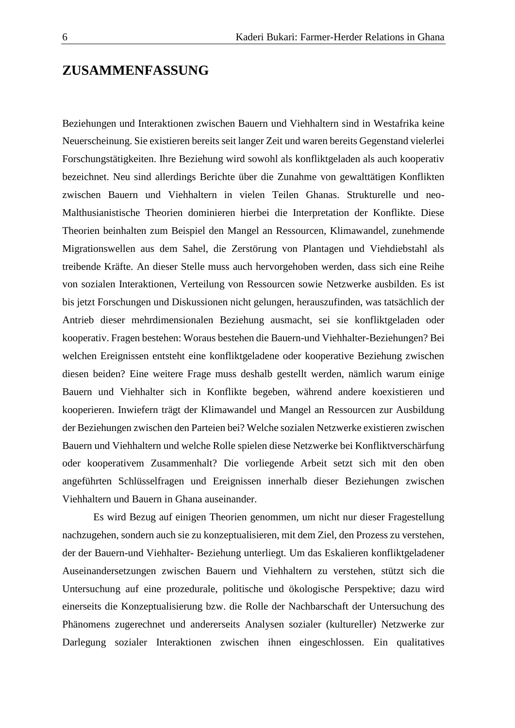# ZUSAMMENFASSUNG

Beziehungen und Interaktionen zwischen Bauern und Viehhaltern sind in Westafrika keine Neuerscheinung. Sie existieren bereits seit langer Zeit und waren bereits Gegenstand vielerlei Forschungstätigkeiten. Ihre Beziehung wird sowohl als konfliktgeladen als auch kooperativ bezeichnet. Neu sind allerdings Berichte über die Zunahme von gewalttätigen Konflikten zwischen Bauern und Viehhaltern in vielen Teilen Ghanas. Strukturelle und neo-Malthusianistische Theorien dominieren hierbei die Interpretation der Konflikte. Diese Theorien beinhalten zum Beispiel den Mangel an Ressourcen, Klimawandel, zunehmende Migrationswellen aus dem Sahel, die Zerstörung von Plantagen und Viehdiebstahl als treibende Kräfte. An dieser Stelle muss auch hervorgehoben werden, dass sich eine Reihe von sozialen Interaktionen, Verteilung von Ressourcen sowie Netzwerke ausbilden. Es ist bis jetzt Forschungen und Diskussionen nicht gelungen, herauszufinden, was tatsächlich der Antrieb dieser mehrdimensionalen Beziehung ausmacht, sei sie konfliktgeladen oder kooperativ. Fragen bestehen: Woraus bestehen die Bauern-und Viehhalter-Beziehungen? Bei welchen Ereignissen entsteht eine konfliktgeladene oder kooperative Beziehung zwischen diesen beiden? Eine weitere Frage muss deshalb gestellt werden, nämlich warum einige Bauern und Viehhalter sich in Konflikte begeben, während andere koexistieren und kooperieren. Inwiefern trägt der Klimawandel und Mangel an Ressourcen zur Ausbildung der Beziehungen zwischen den Parteien bei? Welche sozialen Netzwerke existieren zwischen Bauern und Viehhaltern und welche Rolle spielen diese Netzwerke bei Konfliktverschärfung oder kooperativem Zusammenhalt? Die vorliegende Arbeit setzt sich mit den oben angeführten Schlüsselfragen und Ereignissen innerhalb dieser Beziehungen zwischen Viehhaltern und Bauern in Ghana auseinander.

Es wird Bezug auf einigen Theorien genommen, um nicht nur dieser Fragestellung nachzugehen, sondern auch sie zu konzeptualisieren, mit dem Ziel, den Prozess zu verstehen, der der Bauern-und Viehhalter- Beziehung unterliegt. Um das Eskalieren konfliktgeladener Auseinandersetzungen zwischen Bauern und Viehhaltern zu verstehen, stützt sich die Untersuchung auf eine prozedurale, politische und ökologische Perspektive; dazu wird einerseits die Konzeptualisierung bzw. die Rolle der Nachbarschaft der Untersuchung des Phänomens zugerechnet und andererseits Analysen sozialer (kultureller) Netzwerke zur Darlegung sozialer Interaktionen zwischen ihnen eingeschlossen. Ein qualitatives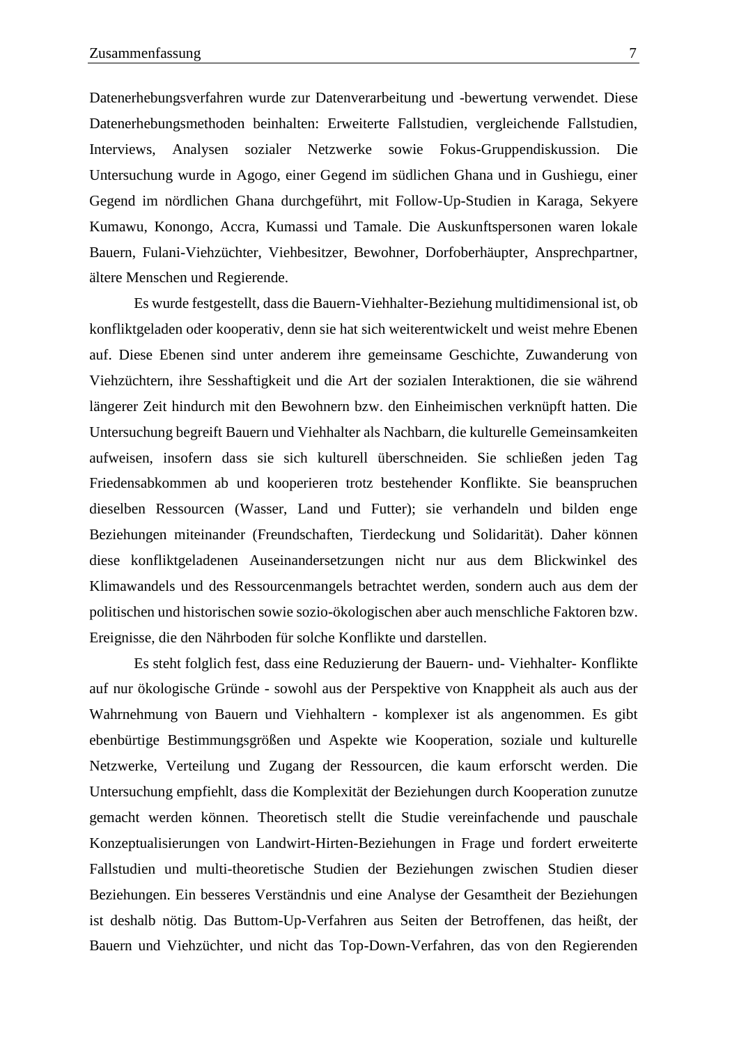Datenerhebungsverfahren wurde zur Datenverarbeitung und -bewertung verwendet. Diese Datenerhebungsmethoden beinhalten: Erweiterte Fallstudien, vergleichende Fallstudien, Interviews, Analysen sozialer Netzwerke sowie Fokus-Gruppendiskussion. Die Untersuchung wurde in Agogo, einer Gegend im südlichen Ghana und in Gushiegu, einer Gegend im nördlichen Ghana durchgeführt, mit Follow-Up-Studien in Karaga, Sekyere Kumawu, Konongo, Accra, Kumassi und Tamale. Die Auskunftspersonen waren lokale Bauern, Fulani-Viehzüchter, Viehbesitzer, Bewohner, Dorfoberhäupter, Ansprechpartner, ältere Menschen und Regierende.

Es wurde festgestellt, dass die Bauern-Viehhalter-Beziehung multidimensional ist, ob konfliktgeladen oder kooperativ, denn sie hat sich weiterentwickelt und weist mehre Ebenen auf. Diese Ebenen sind unter anderem ihre gemeinsame Geschichte, Zuwanderung von Viehzüchtern, ihre Sesshaftigkeit und die Art der sozialen Interaktionen, die sie während längerer Zeit hindurch mit den Bewohnern bzw. den Einheimischen verknüpft hatten. Die Untersuchung begreift Bauern und Viehhalter als Nachbarn, die kulturelle Gemeinsamkeiten aufweisen, insofern dass sie sich kulturell überschneiden. Sie schließen jeden Tag Friedensabkommen ab und kooperieren trotz bestehender Konflikte. Sie beanspruchen dieselben Ressourcen (Wasser, Land und Futter); sie verhandeln und bilden enge Beziehungen miteinander (Freundschaften, Tierdeckung und Solidarität). Daher können diese konfliktgeladenen Auseinandersetzungen nicht nur aus dem Blickwinkel des Klimawandels und des Ressourcenmangels betrachtet werden, sondern auch aus dem der politischen und historischen sowie sozio-ökologischen aber auch menschliche Faktoren bzw. Ereignisse, die den Nährboden für solche Konflikte und darstellen.

Es steht folglich fest, dass eine Reduzierung der Bauern- und- Viehhalter- Konflikte auf nur ökologische Gründe - sowohl aus der Perspektive von Knappheit als auch aus der Wahrnehmung von Bauern und Viehhaltern - komplexer ist als angenommen. Es gibt ebenbürtige Bestimmungsgrößen und Aspekte wie Kooperation, soziale und kulturelle Netzwerke, Verteilung und Zugang der Ressourcen, die kaum erforscht werden. Die Untersuchung empfiehlt, dass die Komplexität der Beziehungen durch Kooperation zunutze gemacht werden können. Theoretisch stellt die Studie vereinfachende und pauschale Konzeptualisierungen von Landwirt-Hirten-Beziehungen in Frage und fordert erweiterte Fallstudien und multi-theoretische Studien der Beziehungen zwischen Studien dieser Beziehungen. Ein besseres Verständnis und eine Analyse der Gesamtheit der Beziehungen ist deshalb nötig. Das Buttom-Up-Verfahren aus Seiten der Betroffenen, das heißt, der Bauern und Viehzüchter, und nicht das Top-Down-Verfahren, das von den Regierenden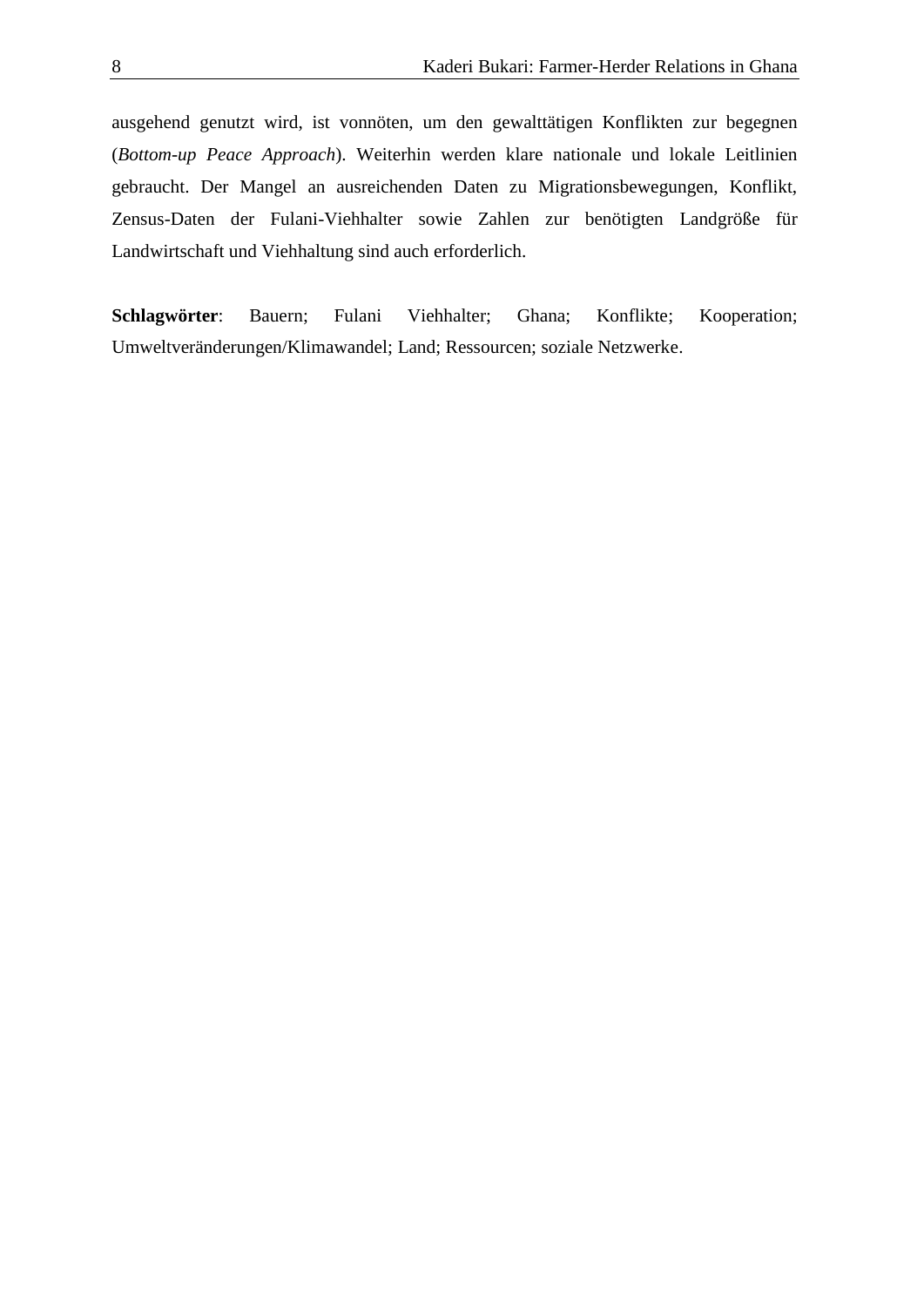ausgehend genutzt wird, ist vonnöten, um den gewalttätigen Konflikten zur begegnen (*Bottom-up Peace Approach*). Weiterhin werden klare nationale und lokale Leitlinien gebraucht. Der Mangel an ausreichenden Daten zu Migrationsbewegungen, Konflikt, Zensus-Daten der Fulani-Viehhalter sowie Zahlen zur benötigten Landgröße für Landwirtschaft und Viehhaltung sind auch erforderlich.

**Schlagwörter**: Bauern; Fulani Viehhalter; Ghana; Konflikte; Kooperation; Umweltveränderungen/Klimawandel; Land; Ressourcen; soziale Netzwerke.